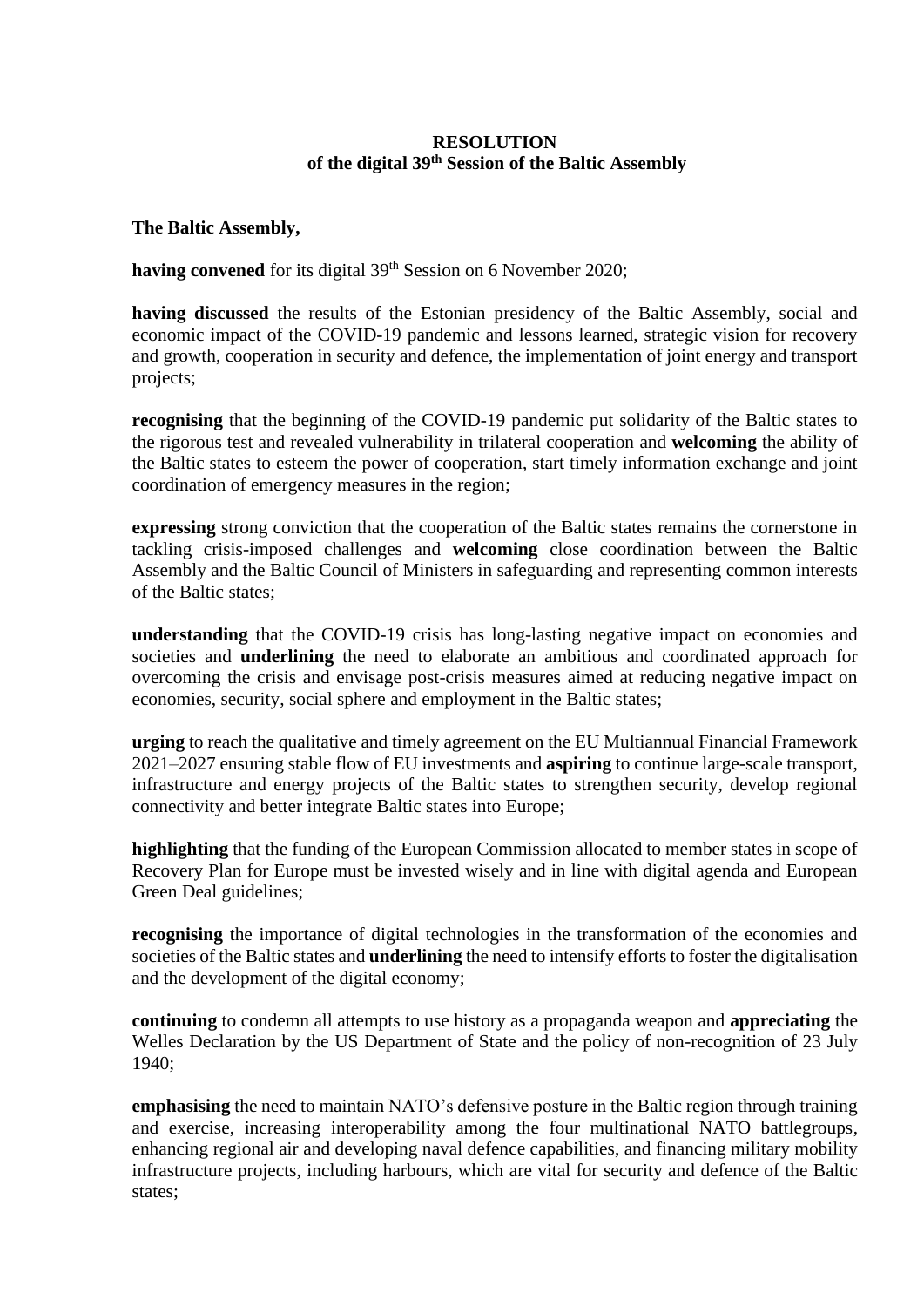# RESOLUTION
## of the digital 39th Session of the Baltic Assembly

**The Baltic Assembly,**

**having convened** for its digital 39th Session on 6 November 2020;

**having discussed** the results of the Estonian presidency of the Baltic Assembly, social and economic impact of the COVID-19 pandemic and lessons learned, strategic vision for recovery and growth, cooperation in security and defence, the implementation of joint energy and transport projects;

**recognising** that the beginning of the COVID-19 pandemic put solidarity of the Baltic states to the rigorous test and revealed vulnerability in trilateral cooperation and **welcoming** the ability of the Baltic states to esteem the power of cooperation, start timely information exchange and joint coordination of emergency measures in the region;

**expressing** strong conviction that the cooperation of the Baltic states remains the cornerstone in tackling crisis-imposed challenges and **welcoming** close coordination between the Baltic Assembly and the Baltic Council of Ministers in safeguarding and representing common interests of the Baltic states;

**understanding** that the COVID-19 crisis has long-lasting negative impact on economies and societies and **underlining** the need to elaborate an ambitious and coordinated approach for overcoming the crisis and envisage post-crisis measures aimed at reducing negative impact on economies, security, social sphere and employment in the Baltic states;

**urging** to reach the qualitative and timely agreement on the EU Multiannual Financial Framework 2021–2027 ensuring stable flow of EU investments and **aspiring** to continue large-scale transport, infrastructure and energy projects of the Baltic states to strengthen security, develop regional connectivity and better integrate Baltic states into Europe;

**highlighting** that the funding of the European Commission allocated to member states in scope of Recovery Plan for Europe must be invested wisely and in line with digital agenda and European Green Deal guidelines;

**recognising** the importance of digital technologies in the transformation of the economies and societies of the Baltic states and **underlining** the need to intensify efforts to foster the digitalisation and the development of the digital economy;

**continuing** to condemn all attempts to use history as a propaganda weapon and **appreciating** the Welles Declaration by the US Department of State and the policy of non-recognition of 23 July 1940;

**emphasising** the need to maintain NATO's defensive posture in the Baltic region through training and exercise, increasing interoperability among the four multinational NATO battlegroups, enhancing regional air and developing naval defence capabilities, and financing military mobility infrastructure projects, including harbours, which are vital for security and defence of the Baltic states;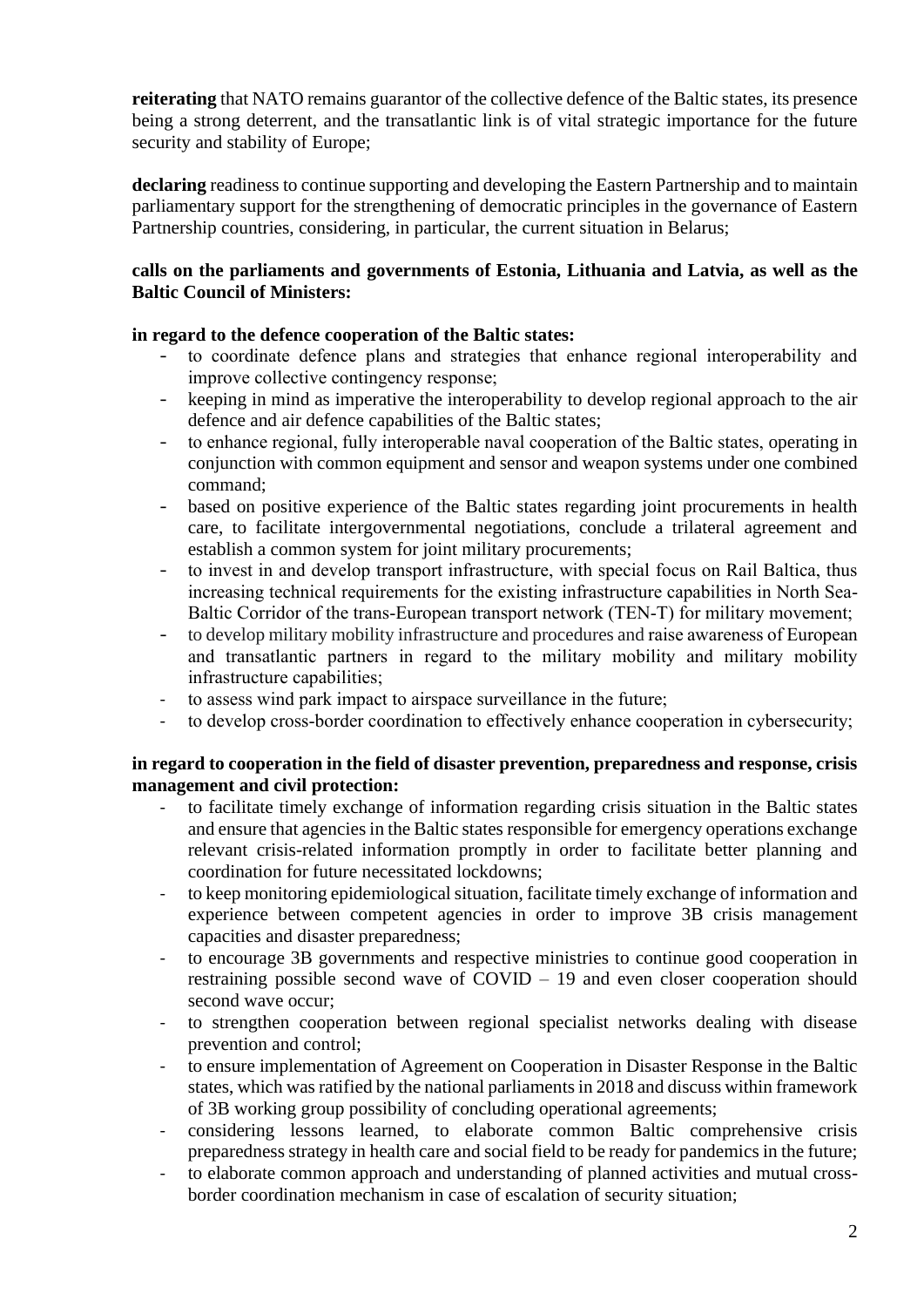**reiterating** that NATO remains guarantor of the collective defence of the Baltic states, its presence being a strong deterrent, and the transatlantic link is of vital strategic importance for the future security and stability of Europe;

**declaring** readiness to continue supporting and developing the Eastern Partnership and to maintain parliamentary support for the strengthening of democratic principles in the governance of Eastern Partnership countries, considering, in particular, the current situation in Belarus;

**calls on the parliaments and governments of Estonia, Lithuania and Latvia, as well as the Baltic Council of Ministers:**

**in regard to the defence cooperation of the Baltic states:**

- to coordinate defence plans and strategies that enhance regional interoperability and improve collective contingency response;
- keeping in mind as imperative the interoperability to develop regional approach to the air defence and air defence capabilities of the Baltic states;
- to enhance regional, fully interoperable naval cooperation of the Baltic states, operating in conjunction with common equipment and sensor and weapon systems under one combined command;
- based on positive experience of the Baltic states regarding joint procurements in health care, to facilitate intergovernmental negotiations, conclude a trilateral agreement and establish a common system for joint military procurements;
- to invest in and develop transport infrastructure, with special focus on Rail Baltica, thus increasing technical requirements for the existing infrastructure capabilities in North Sea-Baltic Corridor of the trans-European transport network (TEN-T) for military movement;
- to develop military mobility infrastructure and procedures and raise awareness of European and transatlantic partners in regard to the military mobility and military mobility infrastructure capabilities;
- to assess wind park impact to airspace surveillance in the future;
- to develop cross-border coordination to effectively enhance cooperation in cybersecurity;

**in regard to cooperation in the field of disaster prevention, preparedness and response, crisis management and civil protection:**

- to facilitate timely exchange of information regarding crisis situation in the Baltic states and ensure that agencies in the Baltic states responsible for emergency operations exchange relevant crisis-related information promptly in order to facilitate better planning and coordination for future necessitated lockdowns;
- to keep monitoring epidemiological situation, facilitate timely exchange of information and experience between competent agencies in order to improve 3B crisis management capacities and disaster preparedness;
- to encourage 3B governments and respective ministries to continue good cooperation in restraining possible second wave of COVID – 19 and even closer cooperation should second wave occur;
- to strengthen cooperation between regional specialist networks dealing with disease prevention and control;
- to ensure implementation of Agreement on Cooperation in Disaster Response in the Baltic states, which was ratified by the national parliaments in 2018 and discuss within framework of 3B working group possibility of concluding operational agreements;
- considering lessons learned, to elaborate common Baltic comprehensive crisis preparedness strategy in health care and social field to be ready for pandemics in the future;
- to elaborate common approach and understanding of planned activities and mutual cross-border coordination mechanism in case of escalation of security situation;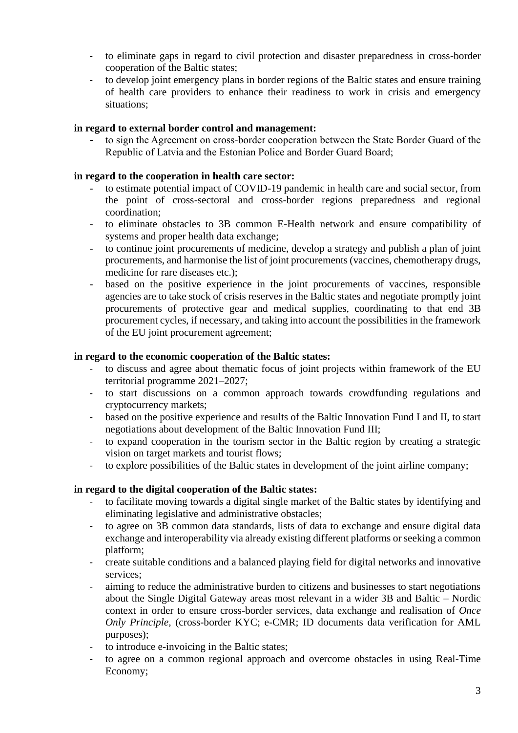- to eliminate gaps in regard to civil protection and disaster preparedness in cross-border cooperation of the Baltic states;
- to develop joint emergency plans in border regions of the Baltic states and ensure training of health care providers to enhance their readiness to work in crisis and emergency situations;

**in regard to external border control and management:**

- to sign the Agreement on cross-border cooperation between the State Border Guard of the Republic of Latvia and the Estonian Police and Border Guard Board;

**in regard to the cooperation in health care sector:**

- to estimate potential impact of COVID-19 pandemic in health care and social sector, from the point of cross-sectoral and cross-border regions preparedness and regional coordination;
- to eliminate obstacles to 3B common E-Health network and ensure compatibility of systems and proper health data exchange;
- to continue joint procurements of medicine, develop a strategy and publish a plan of joint procurements, and harmonise the list of joint procurements (vaccines, chemotherapy drugs, medicine for rare diseases etc.);
- based on the positive experience in the joint procurements of vaccines, responsible agencies are to take stock of crisis reserves in the Baltic states and negotiate promptly joint procurements of protective gear and medical supplies, coordinating to that end 3B procurement cycles, if necessary, and taking into account the possibilities in the framework of the EU joint procurement agreement;

**in regard to the economic cooperation of the Baltic states:**

- to discuss and agree about thematic focus of joint projects within framework of the EU territorial programme 2021–2027;
- to start discussions on a common approach towards crowdfunding regulations and cryptocurrency markets;
- based on the positive experience and results of the Baltic Innovation Fund I and II, to start negotiations about development of the Baltic Innovation Fund III;
- to expand cooperation in the tourism sector in the Baltic region by creating a strategic vision on target markets and tourist flows;
- to explore possibilities of the Baltic states in development of the joint airline company;

**in regard to the digital cooperation of the Baltic states:**

- to facilitate moving towards a digital single market of the Baltic states by identifying and eliminating legislative and administrative obstacles;
- to agree on 3B common data standards, lists of data to exchange and ensure digital data exchange and interoperability via already existing different platforms or seeking a common platform;
- create suitable conditions and a balanced playing field for digital networks and innovative services;
- aiming to reduce the administrative burden to citizens and businesses to start negotiations about the Single Digital Gateway areas most relevant in a wider 3B and Baltic – Nordic context in order to ensure cross-border services, data exchange and realisation of *Once Only Principle,* (cross-border KYC; e-CMR; ID documents data verification for AML purposes);
- to introduce e-invoicing in the Baltic states;
- to agree on a common regional approach and overcome obstacles in using Real-Time Economy;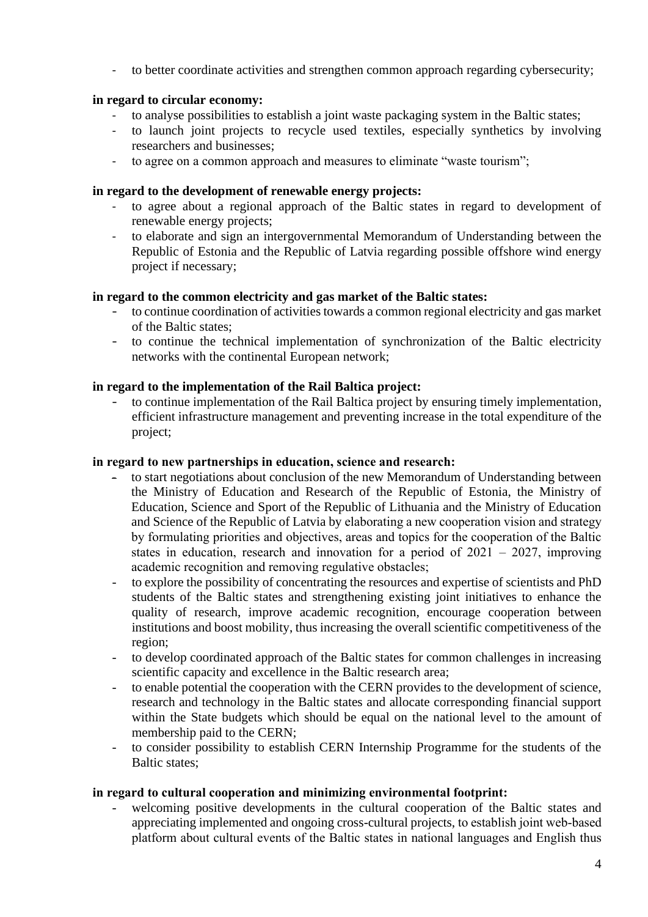- to better coordinate activities and strengthen common approach regarding cybersecurity;

**in regard to circular economy:**

- to analyse possibilities to establish a joint waste packaging system in the Baltic states;
- to launch joint projects to recycle used textiles, especially synthetics by involving researchers and businesses;
- to agree on a common approach and measures to eliminate "waste tourism";

**in regard to the development of renewable energy projects:**

- to agree about a regional approach of the Baltic states in regard to development of renewable energy projects;
- to elaborate and sign an intergovernmental Memorandum of Understanding between the Republic of Estonia and the Republic of Latvia regarding possible offshore wind energy project if necessary;

**in regard to the common electricity and gas market of the Baltic states:**

- to continue coordination of activities towards a common regional electricity and gas market of the Baltic states;
- to continue the technical implementation of synchronization of the Baltic electricity networks with the continental European network;

**in regard to the implementation of the Rail Baltica project:**

- to continue implementation of the Rail Baltica project by ensuring timely implementation, efficient infrastructure management and preventing increase in the total expenditure of the project;

**in regard to new partnerships in education, science and research:**

- to start negotiations about conclusion of the new Memorandum of Understanding between the Ministry of Education and Research of the Republic of Estonia, the Ministry of Education, Science and Sport of the Republic of Lithuania and the Ministry of Education and Science of the Republic of Latvia by elaborating a new cooperation vision and strategy by formulating priorities and objectives, areas and topics for the cooperation of the Baltic states in education, research and innovation for a period of 2021 – 2027, improving academic recognition and removing regulative obstacles;
- to explore the possibility of concentrating the resources and expertise of scientists and PhD students of the Baltic states and strengthening existing joint initiatives to enhance the quality of research, improve academic recognition, encourage cooperation between institutions and boost mobility, thus increasing the overall scientific competitiveness of the region;
- to develop coordinated approach of the Baltic states for common challenges in increasing scientific capacity and excellence in the Baltic research area;
- to enable potential the cooperation with the CERN provides to the development of science, research and technology in the Baltic states and allocate corresponding financial support within the State budgets which should be equal on the national level to the amount of membership paid to the CERN;
- to consider possibility to establish CERN Internship Programme for the students of the Baltic states;

**in regard to cultural cooperation and minimizing environmental footprint:**

- welcoming positive developments in the cultural cooperation of the Baltic states and appreciating implemented and ongoing cross-cultural projects, to establish joint web-based platform about cultural events of the Baltic states in national languages and English thus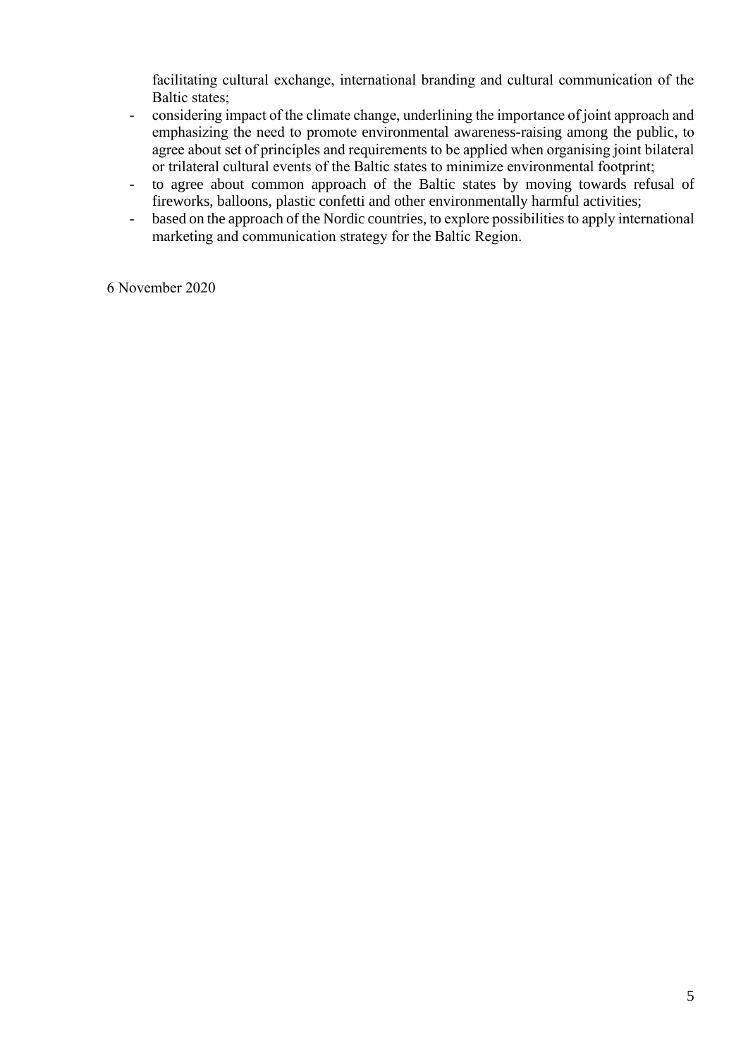facilitating cultural exchange, international branding and cultural communication of the Baltic states;

- considering impact of the climate change, underlining the importance of joint approach and emphasizing the need to promote environmental awareness-raising among the public, to agree about set of principles and requirements to be applied when organising joint bilateral or trilateral cultural events of the Baltic states to minimize environmental footprint;
- to agree about common approach of the Baltic states by moving towards refusal of fireworks, balloons, plastic confetti and other environmentally harmful activities;
- based on the approach of the Nordic countries, to explore possibilities to apply international marketing and communication strategy for the Baltic Region.

6 November 2020